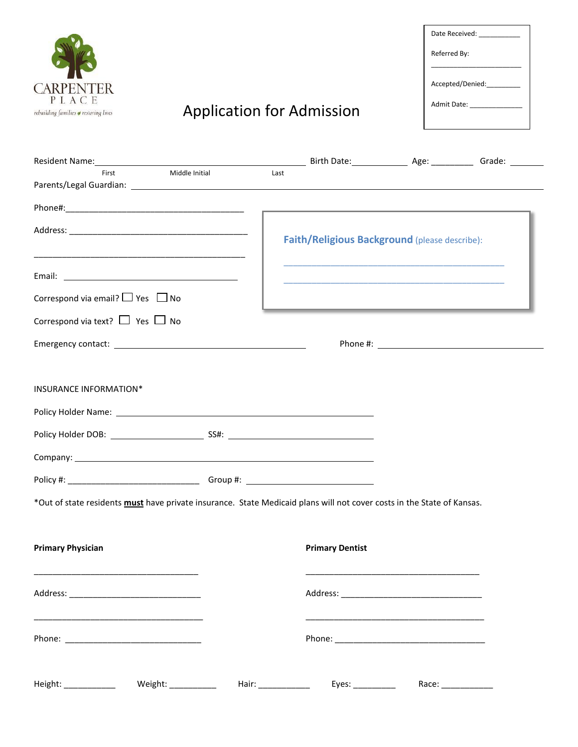CARPENTER PLACE

rebuilding families • restoring lives

Date Received: ___________

Referred By: ______________________

Accepted/Denied:_________

Admit Date: ______________

# Application for Admission

Resident Name:_____________________________________________ Birth Date:____________ Age: _________ Grade: _______

First Middle Initial Last

Parents/Legal Guardian: _______________________________________________________________

Phone#:______________________________________

Address: ______________________________________

_______________________________________________

Email: _____________________________________

Correspond via email? ☐ Yes ☐ No

Correspond via text? ☐ Yes ☐ No

**Faith/Religious Background** (please describe):

_______________________________________________

_______________________________________________

Emergency contact: ________________________________________ Phone #: ___________________________________

INSURANCE INFORMATION*

Policy Holder Name: ______________________________________________________

Policy Holder DOB: ____________________ SS#: ______________________________

Company: ______________________________________________________________

Policy #: ____________________________ Group #: ___________________________

*Out of state residents **must** have private insurance. State Medicaid plans will not cover costs in the State of Kansas.

**Primary Physician**

___________________________________

Address: ____________________________

___________________________________

Phone: ______________________________

**Primary Dentist**

____________________________________

Address: ______________________________

____________________________________

Phone: ________________________________

Height: ___________ Weight: __________ Hair: ___________ Eyes: _________ Race: ___________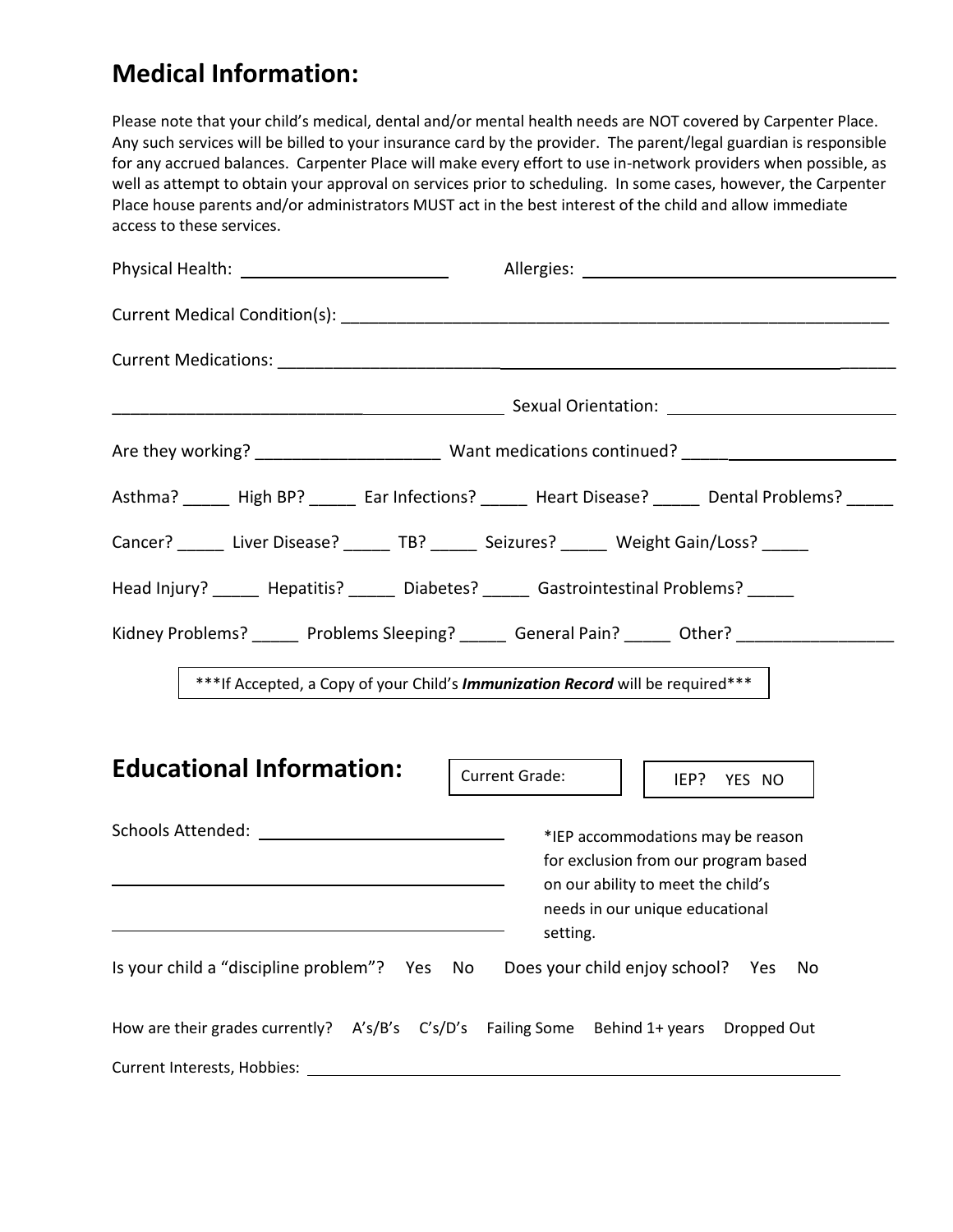## Medical Information:

Please note that your child's medical, dental and/or mental health needs are NOT covered by Carpenter Place. Any such services will be billed to your insurance card by the provider. The parent/legal guardian is responsible for any accrued balances. Carpenter Place will make every effort to use in-network providers when possible, as well as attempt to obtain your approval on services prior to scheduling. In some cases, however, the Carpenter Place house parents and/or administrators MUST act in the best interest of the child and allow immediate access to these services.

Physical Health: ______________________ Allergies: ________________________________

Current Medical Condition(s): ____________________________________________________________

Current Medications: ______________________________________________________________________

__________________________________________ Sexual Orientation: ________________________

Are they working? ___________________ Want medications continued? ________________________

Asthma? _____ High BP? _____ Ear Infections? _____ Heart Disease? _____ Dental Problems? _____

Cancer? _____ Liver Disease? _____ TB? _____ Seizures? _____ Weight Gain/Loss? _____

Head Injury? _____ Hepatitis? _____ Diabetes? _____ Gastrointestinal Problems? _____

Kidney Problems? _____ Problems Sleeping? _____ General Pain? _____ Other? ________________

***If Accepted, a Copy of your Child's ***Immunization Record*** will be required***

## Educational Information:

Current Grade:

IEP? YES NO

Schools Attended: ____________________________

______________________________________________

______________________________________________

*IEP accommodations may be reason for exclusion from our program based on our ability to meet the child's needs in our unique educational setting.

Is your child a "discipline problem"? Yes No Does your child enjoy school? Yes No

How are their grades currently? A's/B's C's/D's Failing Some Behind 1+ years Dropped Out

Current Interests, Hobbies: ____________________________________________________________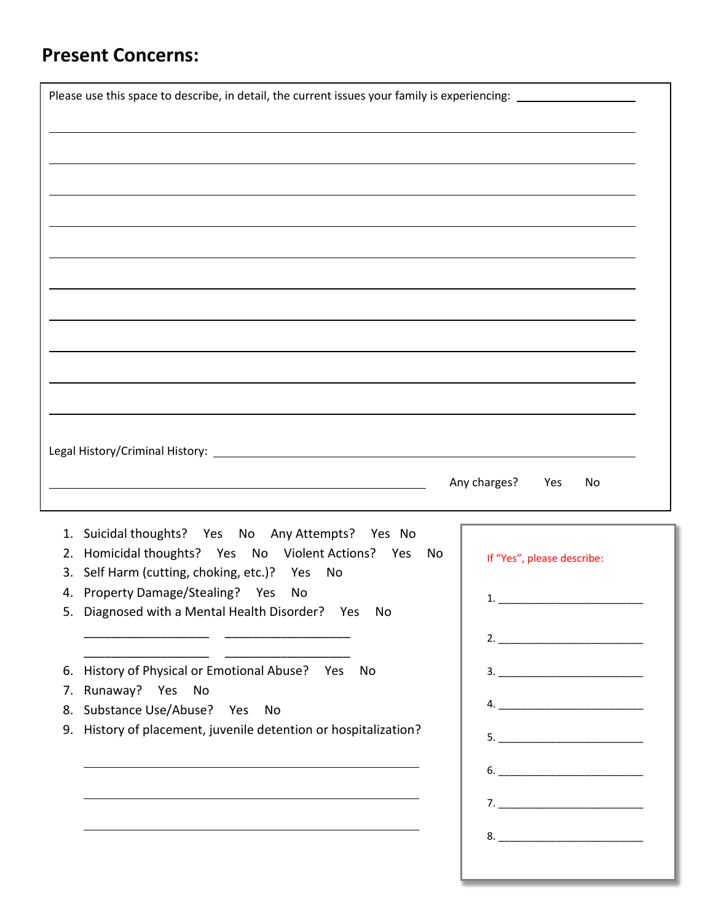## Present Concerns:

Please use this space to describe, in detail, the current issues your family is experiencing: ____________________

______________________________________________________________________________

______________________________________________________________________________

______________________________________________________________________________

______________________________________________________________________________

______________________________________________________________________________

______________________________________________________________________________

______________________________________________________________________________

______________________________________________________________________________

______________________________________________________________________________

______________________________________________________________________________

Legal History/Criminal History: ______________________________________________________________

____________________________________________________ Any charges? Yes No

1. Suicidal thoughts? Yes No Any Attempts? Yes No
2. Homicidal thoughts? Yes No Violent Actions? Yes No
3. Self Harm (cutting, choking, etc.)? Yes No
4. Property Damage/Stealing? Yes No
5. Diagnosed with a Mental Health Disorder? Yes No

   ____________________ ____________________

   ____________________ ____________________

6. History of Physical or Emotional Abuse? Yes No
7. Runaway? Yes No
8. Substance Use/Abuse? Yes No
9. History of placement, juvenile detention or hospitalization?

   ____________________________________________________

   ____________________________________________________

   ____________________________________________________

If "Yes", please describe:

1. ________________________
2. ________________________
3. ________________________
4. ________________________
5. ________________________
6. ________________________
7. ________________________
8. ________________________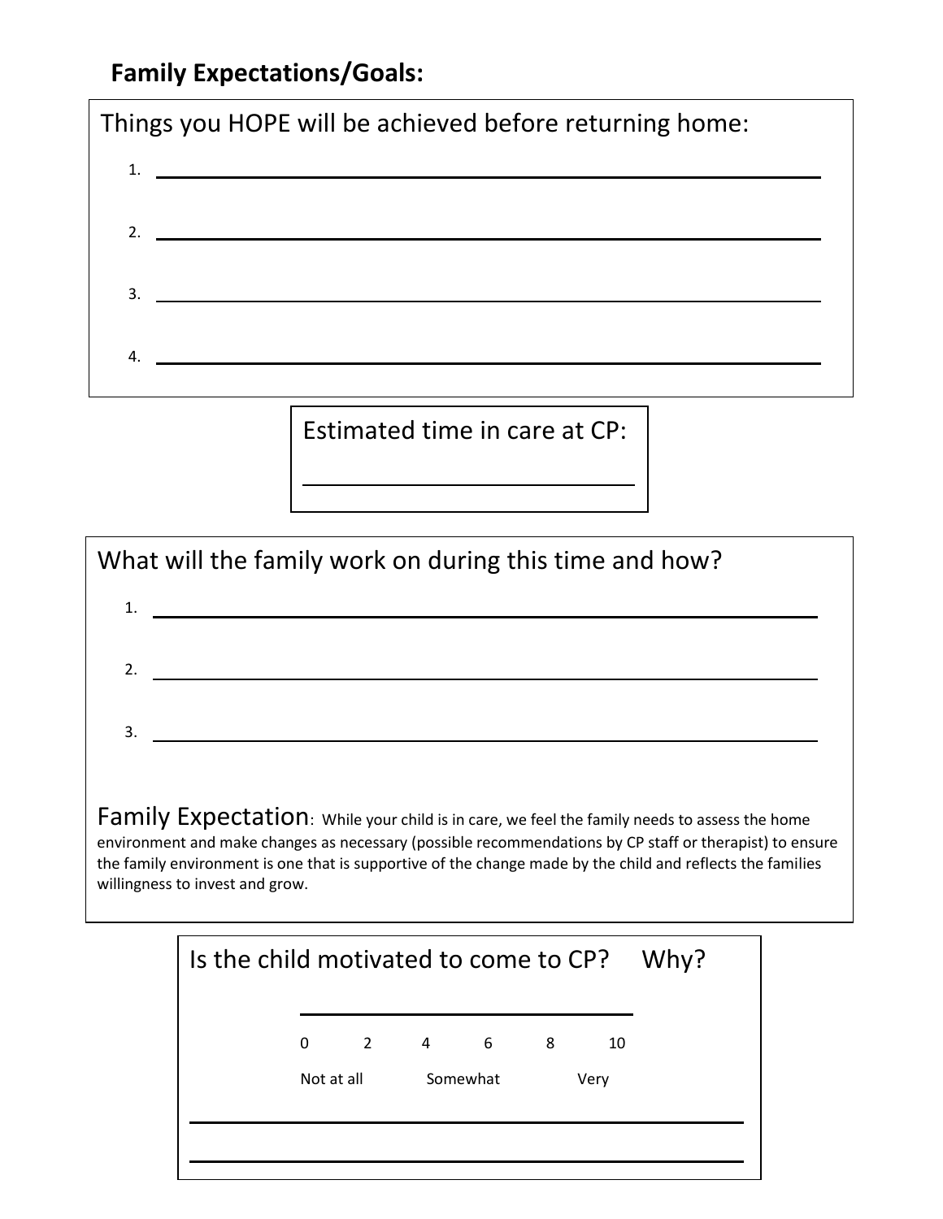## Family Expectations/Goals:

Things you HOPE will be achieved before returning home:

1. ______________________________
2. ______________________________
3. ______________________________
4. ______________________________

Estimated time in care at CP:

______________________________

What will the family work on during this time and how?

1. ______________________________
2. ______________________________
3. ______________________________

Family Expectation: While your child is in care, we feel the family needs to assess the home environment and make changes as necessary (possible recommendations by CP staff or therapist) to ensure the family environment is one that is supportive of the change made by the child and reflects the families willingness to invest and grow.

Is the child motivated to come to CP? Why?

______________________________

| 0 | 2 | 4 | 6 | 8 | 10 |
|---|---|---|---|---|---|
| Not at all | | Somewhat | | Very | |

______________________________

______________________________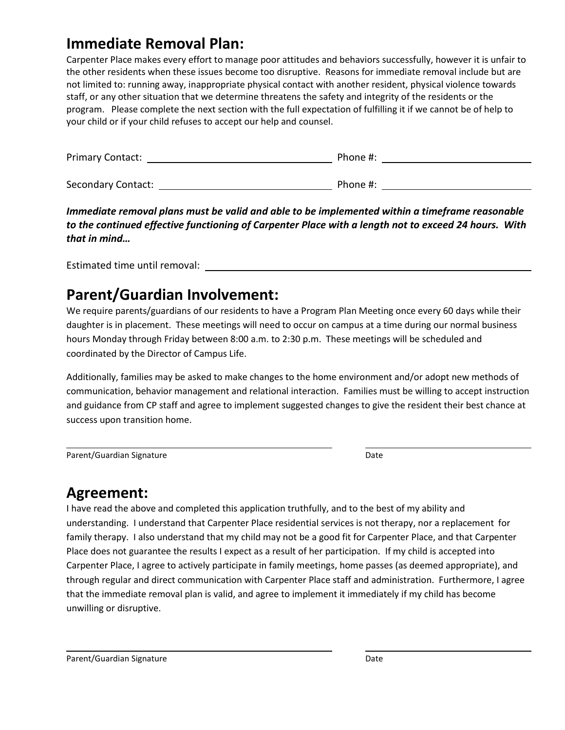## Immediate Removal Plan:

Carpenter Place makes every effort to manage poor attitudes and behaviors successfully, however it is unfair to the other residents when these issues become too disruptive. Reasons for immediate removal include but are not limited to: running away, inappropriate physical contact with another resident, physical violence towards staff, or any other situation that we determine threatens the safety and integrity of the residents or the program. Please complete the next section with the full expectation of fulfilling it if we cannot be of help to your child or if your child refuses to accept our help and counsel.

Primary Contact: ______________________________ Phone #: ______________________________

Secondary Contact: ______________________________ Phone #: ______________________________

***Immediate removal plans must be valid and able to be implemented within a timeframe reasonable to the continued effective functioning of Carpenter Place with a length not to exceed 24 hours. With that in mind…***

Estimated time until removal: ______________________________

## Parent/Guardian Involvement:

We require parents/guardians of our residents to have a Program Plan Meeting once every 60 days while their daughter is in placement. These meetings will need to occur on campus at a time during our normal business hours Monday through Friday between 8:00 a.m. to 2:30 p.m. These meetings will be scheduled and coordinated by the Director of Campus Life.

Additionally, families may be asked to make changes to the home environment and/or adopt new methods of communication, behavior management and relational interaction. Families must be willing to accept instruction and guidance from CP staff and agree to implement suggested changes to give the resident their best chance at success upon transition home.

______________________________ ______________________________

Parent/Guardian Signature Date

## Agreement:

I have read the above and completed this application truthfully, and to the best of my ability and understanding. I understand that Carpenter Place residential services is not therapy, nor a replacement for family therapy. I also understand that my child may not be a good fit for Carpenter Place, and that Carpenter Place does not guarantee the results I expect as a result of her participation. If my child is accepted into Carpenter Place, I agree to actively participate in family meetings, home passes (as deemed appropriate), and through regular and direct communication with Carpenter Place staff and administration. Furthermore, I agree that the immediate removal plan is valid, and agree to implement it immediately if my child has become unwilling or disruptive.

______________________________ ______________________________

Parent/Guardian Signature Date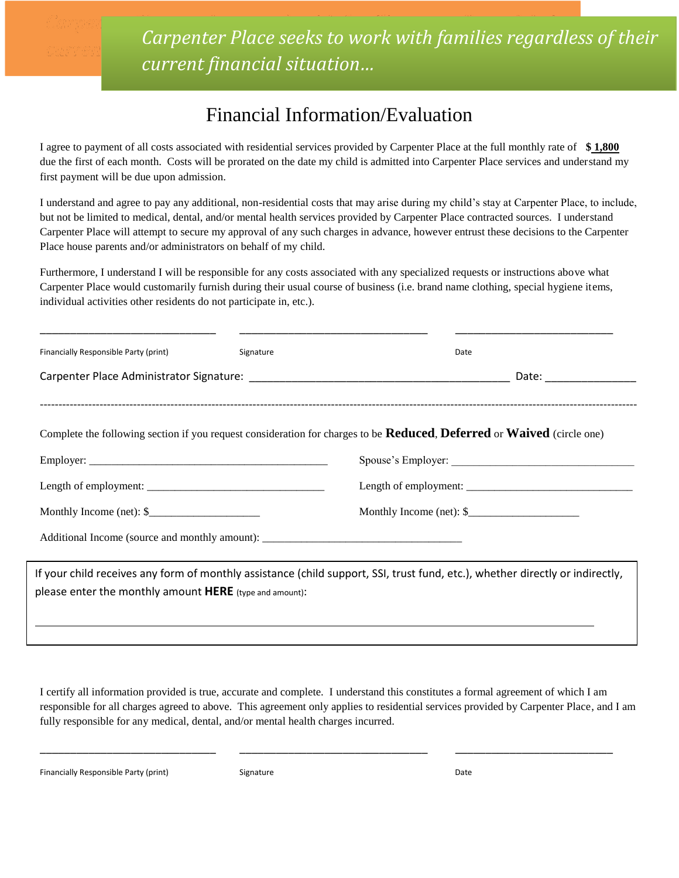*Carpenter Place seeks to work with families regardless of their current financial situation…*

# Financial Information/Evaluation

I agree to payment of all costs associated with residential services provided by Carpenter Place at the full monthly rate of **$ 1,800** due the first of each month. Costs will be prorated on the date my child is admitted into Carpenter Place services and understand my first payment will be due upon admission.

I understand and agree to pay any additional, non-residential costs that may arise during my child's stay at Carpenter Place, to include, but not be limited to medical, dental, and/or mental health services provided by Carpenter Place contracted sources. I understand Carpenter Place will attempt to secure my approval of any such charges in advance, however entrust these decisions to the Carpenter Place house parents and/or administrators on behalf of my child.

Furthermore, I understand I will be responsible for any costs associated with any specialized requests or instructions above what Carpenter Place would customarily furnish during their usual course of business (i.e. brand name clothing, special hygiene items, individual activities other residents do not participate in, etc.).

______________________________ ______________________________ ______________________________

Financially Responsible Party (print) Signature Date

Carpenter Place Administrator Signature: ____________________________________________ Date: _______________

---

Complete the following section if you request consideration for charges to be **Reduced**, **Deferred** or **Waived** (circle one)

Employer: ___________________________________________ Spouse's Employer: _________________________________

Length of employment: ________________________________ Length of employment: ______________________________

Monthly Income (net): $____________________ Monthly Income (net): $____________________

Additional Income (source and monthly amount): ___________________________________

If your child receives any form of monthly assistance (child support, SSI, trust fund, etc.), whether directly or indirectly, please enter the monthly amount **HERE** (type and amount):

_______________________________________________________________________________________________

I certify all information provided is true, accurate and complete. I understand this constitutes a formal agreement of which I am responsible for all charges agreed to above. This agreement only applies to residential services provided by Carpenter Place, and I am fully responsible for any medical, dental, and/or mental health charges incurred.

______________________________ ______________________________ ______________________________

Financially Responsible Party (print) Signature Date